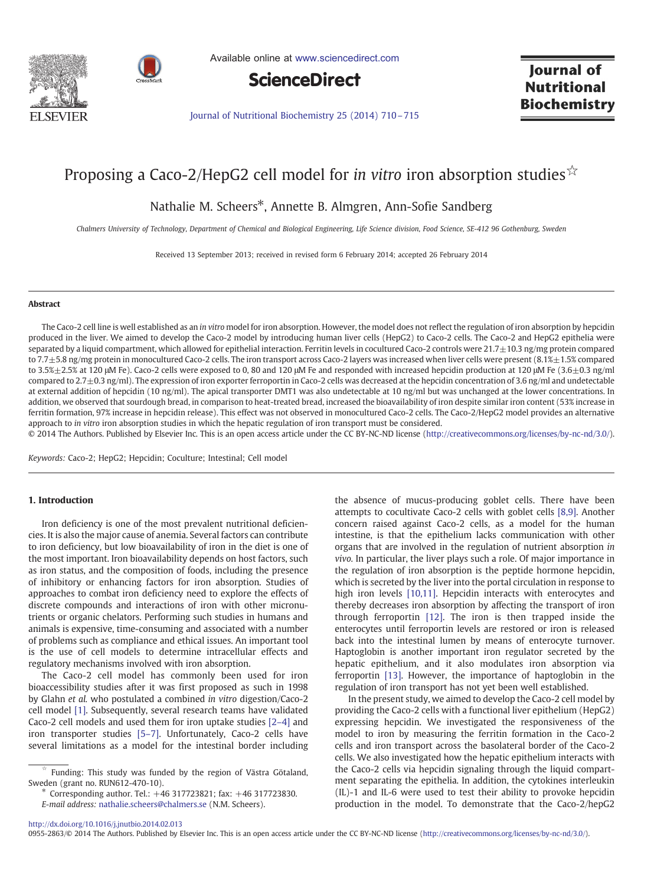# Proposing a Caco-2/HepG2 cell model for *in vitro* iron absorption studies☆

Nathalie M. Scheers*, Annette B. Almgren, Ann-Sofie Sandberg

*Chalmers University of Technology, Department of Chemical and Biological Engineering, Life Science division, Food Science, SE-412 96 Gothenburg, Sweden*

Received 13 September 2013; received in revised form 6 February 2014; accepted 26 February 2014

## Abstract

The Caco-2 cell line is well established as an *in vitro* model for iron absorption. However, the model does not reflect the regulation of iron absorption by hepcidin produced in the liver. We aimed to develop the Caco-2 model by introducing human liver cells (HepG2) to Caco-2 cells. The Caco-2 and HepG2 epithelia were separated by a liquid compartment, which allowed for epithelial interaction. Ferritin levels in cocultured Caco-2 controls were 21.7±10.3 ng/mg protein compared to 7.7±5.8 ng/mg protein in monocultured Caco-2 cells. The iron transport across Caco-2 layers was increased when liver cells were present (8.1%±1.5% compared to 3.5%±2.5% at 120 μM Fe). Caco-2 cells were exposed to 0, 80 and 120 μM Fe and responded with increased hepcidin production at 120 μM Fe (3.6±0.3 ng/ml compared to 2.7±0.3 ng/ml). The expression of iron exporter ferroportin in Caco-2 cells was decreased at the hepcidin concentration of 3.6 ng/ml and undetectable at external addition of hepcidin (10 ng/ml). The apical transporter DMT1 was also undetectable at 10 ng/ml but was unchanged at the lower concentrations. In addition, we observed that sourdough bread, in comparison to heat-treated bread, increased the bioavailability of iron despite similar iron content (53% increase in ferritin formation, 97% increase in hepcidin release). This effect was not observed in monocultured Caco-2 cells. The Caco-2/HepG2 model provides an alternative approach to *in vitro* iron absorption studies in which the hepatic regulation of iron transport must be considered.

© 2014 The Authors. Published by Elsevier Inc. This is an open access article under the CC BY-NC-ND license (http://creativecommons.org/licenses/by-nc-nd/3.0/).

*Keywords:* Caco-2; HepG2; Hepcidin; Coculture; Intestinal; Cell model

## 1. Introduction

Iron deficiency is one of the most prevalent nutritional deficiencies. It is also the major cause of anemia. Several factors can contribute to iron deficiency, but low bioavailability of iron in the diet is one of the most important. Iron bioavailability depends on host factors, such as iron status, and the composition of foods, including the presence of inhibitory or enhancing factors for iron absorption. Studies of approaches to combat iron deficiency need to explore the effects of discrete compounds and interactions of iron with other micronutrients or organic chelators. Performing such studies in humans and animals is expensive, time-consuming and associated with a number of problems such as compliance and ethical issues. An important tool is the use of cell models to determine intracellular effects and regulatory mechanisms involved with iron absorption.

The Caco-2 cell model has commonly been used for iron bioaccessibility studies after it was first proposed as such in 1998 by Glahn *et al.* who postulated a combined *in vitro* digestion/Caco-2 cell model [1]. Subsequently, several research teams have validated Caco-2 cell models and used them for iron uptake studies [2–4] and iron transporter studies [5–7]. Unfortunately, Caco-2 cells have several limitations as a model for the intestinal border including the absence of mucus-producing goblet cells. There have been attempts to cocultivate Caco-2 cells with goblet cells [8,9]. Another concern raised against Caco-2 cells, as a model for the human intestine, is that the epithelium lacks communication with other organs that are involved in the regulation of nutrient absorption *in vivo*. In particular, the liver plays such a role. Of major importance in the regulation of iron absorption is the peptide hormone hepcidin, which is secreted by the liver into the portal circulation in response to high iron levels [10,11]. Hepcidin interacts with enterocytes and thereby decreases iron absorption by affecting the transport of iron through ferroportin [12]. The iron is then trapped inside the enterocytes until ferroportin levels are restored or iron is released back into the intestinal lumen by means of enterocyte turnover. Haptoglobin is another important iron regulator secreted by the hepatic epithelium, and it also modulates iron absorption via ferroportin [13]. However, the importance of haptoglobin in the regulation of iron transport has not yet been well established.

In the present study, we aimed to develop the Caco-2 cell model by providing the Caco-2 cells with a functional liver epithelium (HepG2) expressing hepcidin. We investigated the responsiveness of the model to iron by measuring the ferritin formation in the Caco-2 cells and iron transport across the basolateral border of the Caco-2 cells. We also investigated how the hepatic epithelium interacts with the Caco-2 cells via hepcidin signaling through the liquid compartment separating the epithelia. In addition, the cytokines interleukin (IL)-1 and IL-6 were used to test their ability to provoke hepcidin production in the model. To demonstrate that the Caco-2/hepG2

☆ Funding: This study was funded by the region of Västra Götaland, Sweden (grant no. RUN612-470-10).

\* Corresponding author. Tel.: +46 317723821; fax: +46 317723830. *E-mail address:* nathalie.scheers@chalmers.se (N.M. Scheers).

http://dx.doi.org/10.1016/j.jnutbio.2014.02.013

0955-2863/© 2014 The Authors. Published by Elsevier Inc. This is an open access article under the CC BY-NC-ND license (http://creativecommons.org/licenses/by-nc-nd/3.0/).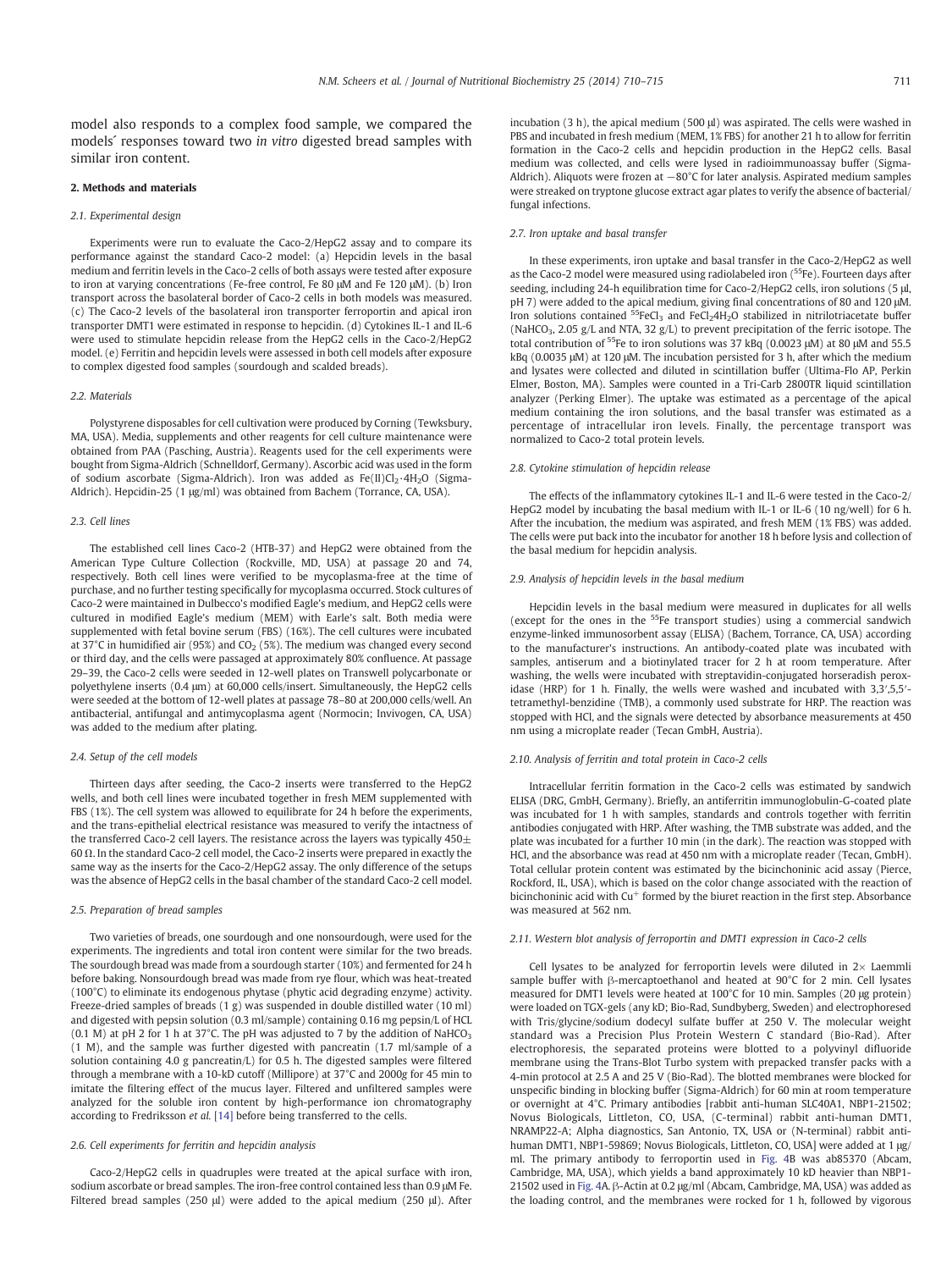model also responds to a complex food sample, we compared the models´ responses toward two *in vitro* digested bread samples with similar iron content.

## 2. Methods and materials

### 2.1. Experimental design

Experiments were run to evaluate the Caco-2/HepG2 assay and to compare its performance against the standard Caco-2 model: (a) Hepcidin levels in the basal medium and ferritin levels in the Caco-2 cells of both assays were tested after exposure to iron at varying concentrations (Fe-free control, Fe 80 μM and Fe 120 μM). (b) Iron transport across the basolateral border of Caco-2 cells in both models was measured. (c) The Caco-2 levels of the basolateral iron transporter ferroportin and apical iron transporter DMT1 were estimated in response to hepcidin. (d) Cytokines IL-1 and IL-6 were used to stimulate hepcidin release from the HepG2 cells in the Caco-2/HepG2 model. (e) Ferritin and hepcidin levels were assessed in both cell models after exposure to complex digested food samples (sourdough and scalded breads).

### 2.2. Materials

Polystyrene disposables for cell cultivation were produced by Corning (Tewksbury, MA, USA). Media, supplements and other reagents for cell culture maintenance were obtained from PAA (Pasching, Austria). Reagents used for the cell experiments were bought from Sigma-Aldrich (Schnelldorf, Germany). Ascorbic acid was used in the form of sodium ascorbate (Sigma-Aldrich). Iron was added as Fe(II)$Cl_2$·4$H_2O$ (Sigma-Aldrich). Hepcidin-25 (1 μg/ml) was obtained from Bachem (Torrance, CA, USA).

### 2.3. Cell lines

The established cell lines Caco-2 (HTB-37) and HepG2 were obtained from the American Type Culture Collection (Rockville, MD, USA) at passage 20 and 74, respectively. Both cell lines were verified to be mycoplasma-free at the time of purchase, and no further testing specifically for mycoplasma occurred. Stock cultures of Caco-2 were maintained in Dulbecco's modified Eagle's medium, and HepG2 cells were cultured in modified Eagle's medium (MEM) with Earle's salt. Both media were supplemented with fetal bovine serum (FBS) (16%). The cell cultures were incubated at 37°C in humidified air (95%) and $CO_2$ (5%). The medium was changed every second or third day, and the cells were passaged at approximately 80% confluence. At passage 29–39, the Caco-2 cells were seeded in 12-well plates on Transwell polycarbonate or polyethylene inserts (0.4 μm) at 60,000 cells/insert. Simultaneously, the HepG2 cells were seeded at the bottom of 12-well plates at passage 78–80 at 200,000 cells/well. An antibacterial, antifungal and antimycoplasma agent (Normocin; Invivogen, CA, USA) was added to the medium after plating.

### 2.4. Setup of the cell models

Thirteen days after seeding, the Caco-2 inserts were transferred to the HepG2 wells, and both cell lines were incubated together in fresh MEM supplemented with FBS (1%). The cell system was allowed to equilibrate for 24 h before the experiments, and the trans-epithelial electrical resistance was measured to verify the intactness of the transferred Caco-2 cell layers. The resistance across the layers was typically 450± 60 Ω. In the standard Caco-2 cell model, the Caco-2 inserts were prepared in exactly the same way as the inserts for the Caco-2/HepG2 assay. The only difference of the setups was the absence of HepG2 cells in the basal chamber of the standard Caco-2 cell model.

### 2.5. Preparation of bread samples

Two varieties of breads, one sourdough and one nonsourdough, were used for the experiments. The ingredients and total iron content were similar for the two breads. The sourdough bread was made from a sourdough starter (10%) and fermented for 24 h before baking. Nonsourdough bread was made from rye flour, which was heat-treated (100°C) to eliminate its endogenous phytase (phytic acid degrading enzyme) activity. Freeze-dried samples of breads (1 g) was suspended in double distilled water (10 ml) and digested with pepsin solution (0.3 ml/sample) containing 0.16 mg pepsin/L of HCL (0.1 M) at pH 2 for 1 h at 37°C. The pH was adjusted to 7 by the addition of $NaHCO_3$ (1 M), and the sample was further digested with pancreatin (1.7 ml/sample of a solution containing 4.0 g pancreatin/L) for 0.5 h. The digested samples were filtered through a membrane with a 10-kD cutoff (Millipore) at 37°C and 2000*g* for 45 min to imitate the filtering effect of the mucus layer. Filtered and unfiltered samples were analyzed for the soluble iron content by high-performance ion chromatography according to Fredriksson *et al.* [14] before being transferred to the cells.

### 2.6. Cell experiments for ferritin and hepcidin analysis

Caco-2/HepG2 cells in quadruples were treated at the apical surface with iron, sodium ascorbate or bread samples. The iron-free control contained less than 0.9 μM Fe. Filtered bread samples (250 μl) were added to the apical medium (250 μl). After incubation (3 h), the apical medium (500 μl) was aspirated. The cells were washed in PBS and incubated in fresh medium (MEM, 1% FBS) for another 21 h to allow for ferritin formation in the Caco-2 cells and hepcidin production in the HepG2 cells. Basal medium was collected, and cells were lysed in radioimmunoassay buffer (Sigma-Aldrich). Aliquots were frozen at −80°C for later analysis. Aspirated medium samples were streaked on tryptone glucose extract agar plates to verify the absence of bacterial/ fungal infections.

### 2.7. Iron uptake and basal transfer

In these experiments, iron uptake and basal transfer in the Caco-2/HepG2 as well as the Caco-2 model were measured using radiolabeled iron ($^{55}Fe$). Fourteen days after seeding, including 24-h equilibration time for Caco-2/HepG2 cells, iron solutions (5 μl, pH 7) were added to the apical medium, giving final concentrations of 80 and 120 μM. Iron solutions contained $^{55}FeCl_3$ and $FeCl_2 4H_2O$ stabilized in nitrilotriacetate buffer ($NaHCO_3$, 2.05 g/L and NTA, 32 g/L) to prevent precipitation of the ferric isotope. The total contribution of $^{55}Fe$ to iron solutions was 37 kBq (0.0023 μM) at 80 μM and 55.5 kBq (0.0035 μM) at 120 μM. The incubation persisted for 3 h, after which the medium and lysates were collected and diluted in scintillation buffer (Ultima-Flo AP, Perkin Elmer, Boston, MA). Samples were counted in a Tri-Carb 2800TR liquid scintillation analyzer (Perking Elmer). The uptake was estimated as a percentage of the apical medium containing the iron solutions, and the basal transfer was estimated as a percentage of intracellular iron levels. Finally, the percentage transport was normalized to Caco-2 total protein levels.

### 2.8. Cytokine stimulation of hepcidin release

The effects of the inflammatory cytokines IL-1 and IL-6 were tested in the Caco-2/HepG2 model by incubating the basal medium with IL-1 or IL-6 (10 ng/well) for 6 h. After the incubation, the medium was aspirated, and fresh MEM (1% FBS) was added. The cells were put back into the incubator for another 18 h before lysis and collection of the basal medium for hepcidin analysis.

### 2.9. Analysis of hepcidin levels in the basal medium

Hepcidin levels in the basal medium were measured in duplicates for all wells (except for the ones in the $^{55}Fe$ transport studies) using a commercial sandwich enzyme-linked immunosorbent assay (Bachem, Torrance, CA, USA) according to the manufacturer's instructions. An antibody-coated plate was incubated with samples, antiserum and a biotinylated tracer for 2 h at room temperature. After washing, the wells were incubated with streptavidin-conjugated horseradish peroxidase (HRP) for 1 h. Finally, the wells were washed and incubated with 3,3′,5,5′-tetramethyl-benzidine (TMB), a commonly used substrate for HRP. The reaction was stopped with HCl, and the signals were detected by absorbance measurements at 450 nm using a microplate reader (Tecan GmbH, Austria).

### 2.10. Analysis of ferritin and total protein in Caco-2 cells

Intracellular ferritin formation in the Caco-2 cells was estimated by sandwich ELISA (DRG, GmbH, Germany). Briefly, an antiferritin immunoglobulin-G-coated plate was incubated for 1 h with samples, standards and controls together with ferritin antibodies conjugated with HRP. After washing, the TMB substrate was added, and the plate was incubated for a further 10 min (in the dark). The reaction was stopped with HCl, and the absorbance was read at 450 nm with a microplate reader (Tecan, GmbH). Total cellular protein content was estimated by the bicinchoninic acid assay (Pierce, Rockford, IL, USA), which is based on the color change associated with the reaction of bicinchoninic acid with $Cu^+$ formed by the biuret reaction in the first step. Absorbance was measured at 562 nm.

### 2.11. Western blot analysis of ferroportin and DMT1 expression in Caco-2 cells

Cell lysates to be analyzed for ferroportin levels were diluted in 2× Laemmli sample buffer with β-mercaptoethanol and heated at 90°C for 2 min. Cell lysates measured for DMT1 levels were heated at 100°C for 10 min. Samples (20 μg protein) were loaded on TGX-gels (any kD; Bio-Rad, Sundbyberg, Sweden) and electrophoresed with Tris/glycine/sodium dodecyl sulfate buffer at 250 V. The molecular weight standard was a Precision Plus Protein Western C standard (Bio-Rad). After electrophoresis, the separated proteins were blotted to a polyvinyl difluoride membrane using the Trans-Blot Turbo system with prepacked transfer packs with a 4-min protocol at 2.5 A and 25 V (Bio-Rad). The blotted membranes were blocked for unspecific binding in blocking buffer (Sigma-Aldrich) for 60 min at room temperature or overnight at 4°C. Primary antibodies [rabbit anti-human SLC40A1, NBP1-21502; Novus Biologicals, Littleton, CO, USA, (C-terminal) rabbit anti-human DMT1, NRAMP22-A; Alpha diagnostics, San Antonio, TX, USA or (N-terminal) rabbit anti-human DMT1, NBP1-59869; Novus Biologicals, Littleton, CO, USA] were added at 1 μg/ ml. The primary antibody to ferroportin used in Fig. 4B was ab85370 (Abcam, Cambridge, MA, USA), which yields a band approximately 10 kD heavier than NBP1-21502 used in Fig. 4A. β-Actin at 0.2 μg/ml (Abcam, Cambridge, MA, USA) was added as the loading control, and the membranes were rocked for 1 h, followed by vigorous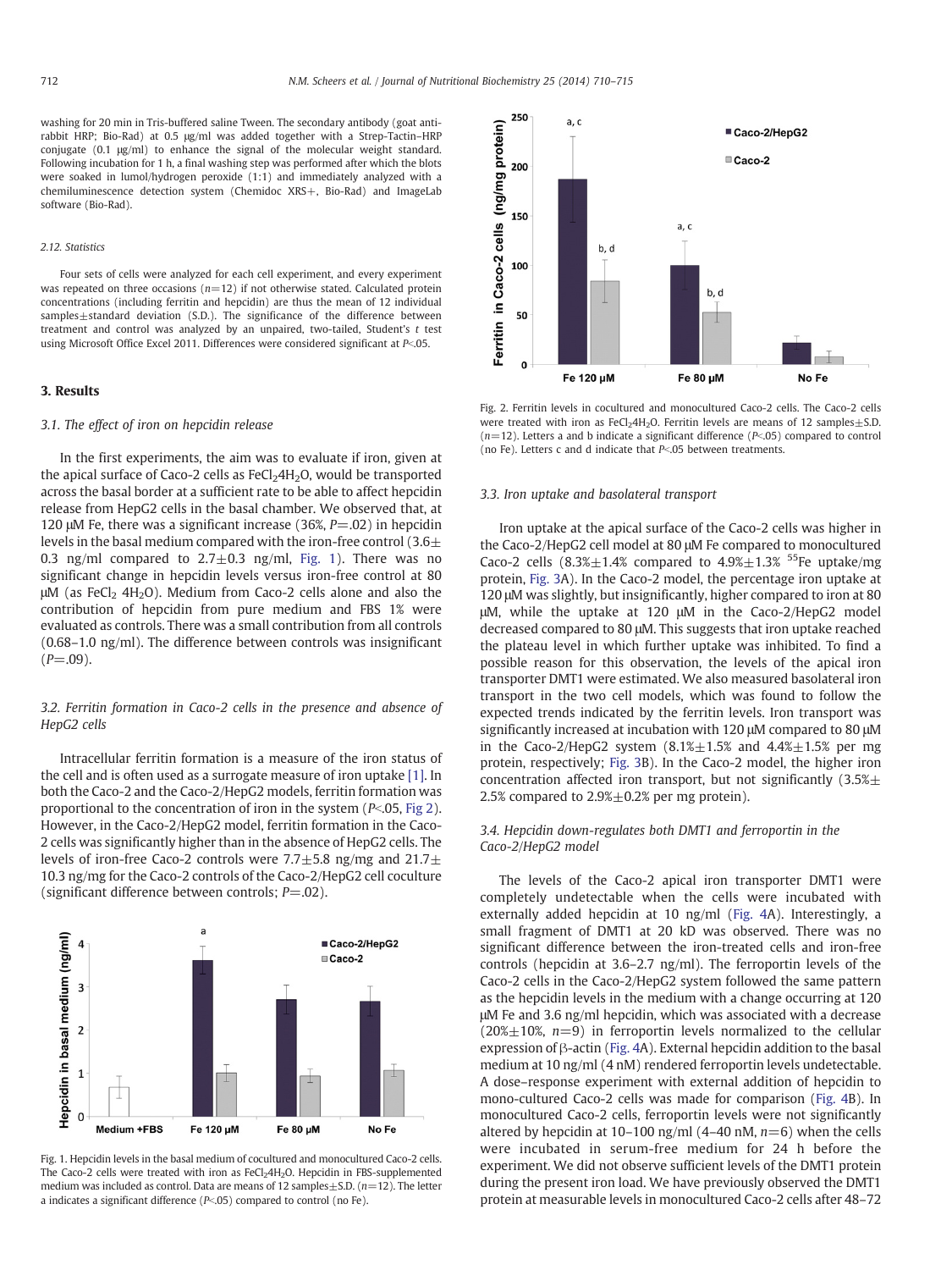washing for 20 min in Tris-buffered saline Tween. The secondary antibody (goat anti-rabbit HRP; Bio-Rad) at 0.5 μg/ml was added together with a Strep-Tactin–HRP conjugate (0.1 μg/ml) to enhance the signal of the molecular weight standard. Following incubation for 1 h, a final washing step was performed after which the blots were soaked in lumol/hydrogen peroxide (1:1) and immediately analyzed with a chemiluminescence detection system (Chemidoc XRS+, Bio-Rad) and ImageLab software (Bio-Rad).

### 2.12. Statistics

Four sets of cells were analyzed for each cell experiment, and every experiment was repeated on three occasions ($n$=12) if not otherwise stated. Calculated protein concentrations (including ferritin and hepcidin) are thus the mean of 12 individual samples±standard deviation (S.D.). The significance of the difference between treatment and control was analyzed by an unpaired, two-tailed, Student's $t$ test using Microsoft Office Excel 2011. Differences were considered significant at $P$<.05.

## 3. Results

### 3.1. The effect of iron on hepcidin release

In the first experiments, the aim was to evaluate if iron, given at the apical surface of Caco-2 cells as $FeCl_2 4H_2O$, would be transported across the basal border at a sufficient rate to be able to affect hepcidin release from HepG2 cells in the basal chamber. We observed that, at 120 μM Fe, there was a significant increase (36%, $P$=.02) in hepcidin levels in the basal medium compared with the iron-free control (3.6±0.3 ng/ml compared to 2.7±0.3 ng/ml, Fig. 1). There was no significant change in hepcidin levels versus iron-free control at 80 μM (as $FeCl_2$ $4H_2O$). Medium from Caco-2 cells alone and also the contribution of hepcidin from pure medium and FBS 1% were evaluated as controls. There was a small contribution from all controls (0.68–1.0 ng/ml). The difference between controls was insignificant ($P$=.09).

### 3.2. Ferritin formation in Caco-2 cells in the presence and absence of HepG2 cells

Intracellular ferritin formation is a measure of the iron status of the cell and is often used as a surrogate measure of iron uptake [1]. In both the Caco-2 and the Caco-2/HepG2 models, ferritin formation was proportional to the concentration of iron in the system ($P$<.05, Fig 2). However, in the Caco-2/HepG2 model, ferritin formation in the Caco-2 cells was significantly higher than in the absence of HepG2 cells. The levels of iron-free Caco-2 controls were 7.7±5.8 ng/mg and 21.7±10.3 ng/mg for the Caco-2 controls of the Caco-2/HepG2 cell coculture (significant difference between controls; $P$=.02).

Fig. 1. Hepcidin levels in the basal medium of cocultured and monocultured Caco-2 cells. The Caco-2 cells were treated with iron as $FeCl_2 4H_2O$. Hepcidin in FBS-supplemented medium was included as control. Data are means of 12 samples±S.D. ($n$=12). The letter a indicates a significant difference ($P$<.05) compared to control (no Fe).

Fig. 2. Ferritin levels in cocultured and monocultured Caco-2 cells. The Caco-2 cells were treated with iron as $FeCl_2 4H_2O$. Ferritin levels are means of 12 samples±S.D. ($n$=12). Letters a and b indicate a significant difference ($P$<.05) compared to control (no Fe). Letters c and d indicate that $P$<.05 between treatments.

### 3.3. Iron uptake and basolateral transport

Iron uptake at the apical surface of the Caco-2 cells was higher in the Caco-2/HepG2 cell model at 80 μM Fe compared to monocultured Caco-2 cells (8.3%±1.4% compared to 4.9%±1.3% $^{55}Fe$ uptake/mg protein, Fig. 3A). In the Caco-2 model, the percentage iron uptake at 120 μM was slightly, but insignificantly, higher compared to iron at 80 μM, while the uptake at 120 μM in the Caco-2/HepG2 model decreased compared to 80 μM. This suggests that iron uptake reached the plateau level in which further uptake was inhibited. To find a possible reason for this observation, the levels of the apical iron transporter DMT1 were estimated. We also measured basolateral iron transport in the two cell models, which was found to follow the expected trends indicated by the ferritin levels. Iron transport was significantly increased at incubation with 120 μM compared to 80 μM in the Caco-2/HepG2 system (8.1%±1.5% and 4.4%±1.5% per mg protein, respectively; Fig. 3B). In the Caco-2 model, the higher iron concentration affected iron transport, but not significantly (3.5%±2.5% compared to 2.9%±0.2% per mg protein).

### 3.4. Hepcidin down-regulates both DMT1 and ferroportin in the Caco-2/HepG2 model

The levels of the Caco-2 apical iron transporter DMT1 were completely undetectable when the cells were incubated with externally added hepcidin at 10 ng/ml (Fig. 4A). Interestingly, a small fragment of DMT1 at 20 kD was observed. There was no significant difference between the iron-treated cells and iron-free controls (hepcidin at 3.6–2.7 ng/ml). The ferroportin levels of the Caco-2 cells in the Caco-2/HepG2 system followed the same pattern as the hepcidin levels in the medium with a change occurring at 120 μM Fe and 3.6 ng/ml hepcidin, which was associated with a decrease (20%±10%, $n$=9) in ferroportin levels normalized to the cellular expression of β-actin (Fig. 4A). External hepcidin addition to the basal medium at 10 ng/ml (4 nM) rendered ferroportin levels undetectable. A dose–response experiment with external addition of hepcidin to mono-cultured Caco-2 cells was made for comparison (Fig. 4B). In monocultured Caco-2 cells, ferroportin levels were not significantly altered by hepcidin at 10–100 ng/ml (4–40 nM, $n$=6) when the cells were incubated in serum-free medium for 24 h before the experiment. We did not observe sufficient levels of the DMT1 protein during the present iron load. We have previously observed the DMT1 protein at measurable levels in monocultured Caco-2 cells after 48–72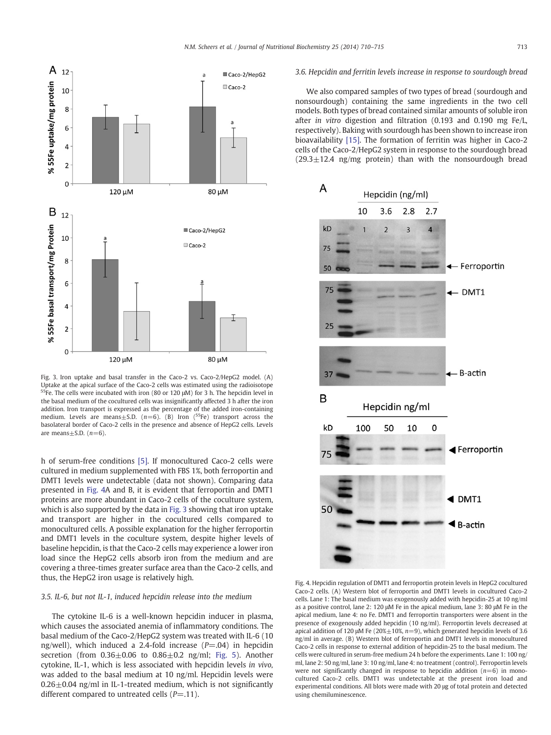Fig. 3. Iron uptake and basal transfer in the Caco-2 vs. Caco-2/HepG2 model. (A) Uptake at the apical surface of the Caco-2 cells was estimated using the radioisotope $^{55}$Fe. The cells were incubated with iron (80 or 120 μM) for 3 h. The hepcidin level in the basal medium of the cocultured cells was insignificantly affected 3 h after the iron addition. Iron transport is expressed as the percentage of the added iron-containing medium. Levels are means±S.D. ($n$=6). (B) Iron ($^{55}$Fe) transport across the basolateral border of Caco-2 cells in the presence and absence of HepG2 cells. Levels are means±S.D. ($n$=6).

h of serum-free conditions [5]. If monocultured Caco-2 cells were cultured in medium supplemented with FBS 1%, both ferroportin and DMT1 levels were undetectable (data not shown). Comparing data presented in Fig. 4A and B, it is evident that ferroportin and DMT1 proteins are more abundant in Caco-2 cells of the coculture system, which is also supported by the data in Fig. 3 showing that iron uptake and transport are higher in the cocultured cells compared to monocultured cells. A possible explanation for the higher ferroportin and DMT1 levels in the coculture system, despite higher levels of baseline hepcidin, is that the Caco-2 cells may experience a lower iron load since the HepG2 cells absorb iron from the medium and are covering a three-times greater surface area than the Caco-2 cells, and thus, the HepG2 iron usage is relatively high.

### 3.5. IL-6, but not IL-1, induced hepcidin release into the medium

The cytokine IL-6 is a well-known hepcidin inducer in plasma, which causes the associated anemia of inflammatory conditions. The basal medium of the Caco-2/HepG2 system was treated with IL-6 (10 ng/well), which induced a 2.4-fold increase ($P$=.04) in hepcidin secretion (from 0.36±0.06 to 0.86±0.2 ng/ml; Fig. 5). Another cytokine, IL-1, which is less associated with hepcidin levels *in vivo*, was added to the basal medium at 10 ng/ml. Hepcidin levels were 0.26±0.04 ng/ml in IL-1-treated medium, which is not significantly different compared to untreated cells ($P$=.11).

### 3.6. Hepcidin and ferritin levels increase in response to sourdough bread

We also compared samples of two types of bread (sourdough and nonsourdough) containing the same ingredients in the two cell models. Both types of bread contained similar amounts of soluble iron after *in vitro* digestion and filtration (0.193 and 0.190 mg Fe/L, respectively). Baking with sourdough has been shown to increase iron bioavailability [15]. The formation of ferritin was higher in Caco-2 cells of the Caco-2/HepG2 system in response to the sourdough bread (29.3±12.4 ng/mg protein) than with the nonsourdough bread

Fig. 4. Hepcidin regulation of DMT1 and ferroportin protein levels in HepG2 cocultured Caco-2 cells. (A) Western blot of ferroportin and DMT1 levels in cocultured Caco-2 cells. Lane 1: The basal medium was exogenously added with hepcidin-25 at 10 ng/ml as a positive control, lane 2: 120 μM Fe in the apical medium, lane 3: 80 μM Fe in the apical medium, lane 4: no Fe. DMT1 and ferroportin transporters were absent in the presence of exogenously added hepcidin (10 ng/ml). Ferroportin levels decreased at apical addition of 120 μM Fe (20%±10%, $n$=9), which generated hepcidin levels of 3.6 ng/ml in average. (B) Western blot of ferroportin and DMT1 levels in monocultured Caco-2 cells in response to external addition of hepcidin-25 to the basal medium. The cells were cultured in serum-free medium 24 h before the experiments. Lane 1: 100 ng/ml, lane 2: 50 ng/ml, lane 3: 10 ng/ml, lane 4: no treatment (control). Ferroportin levels were not significantly changed in response to hepcidin addition ($n$=6) in monocultured Caco-2 cells. DMT1 was undetectable at the present iron load and experimental conditions. All blots were made with 20 μg of total protein and detected using chemiluminescence.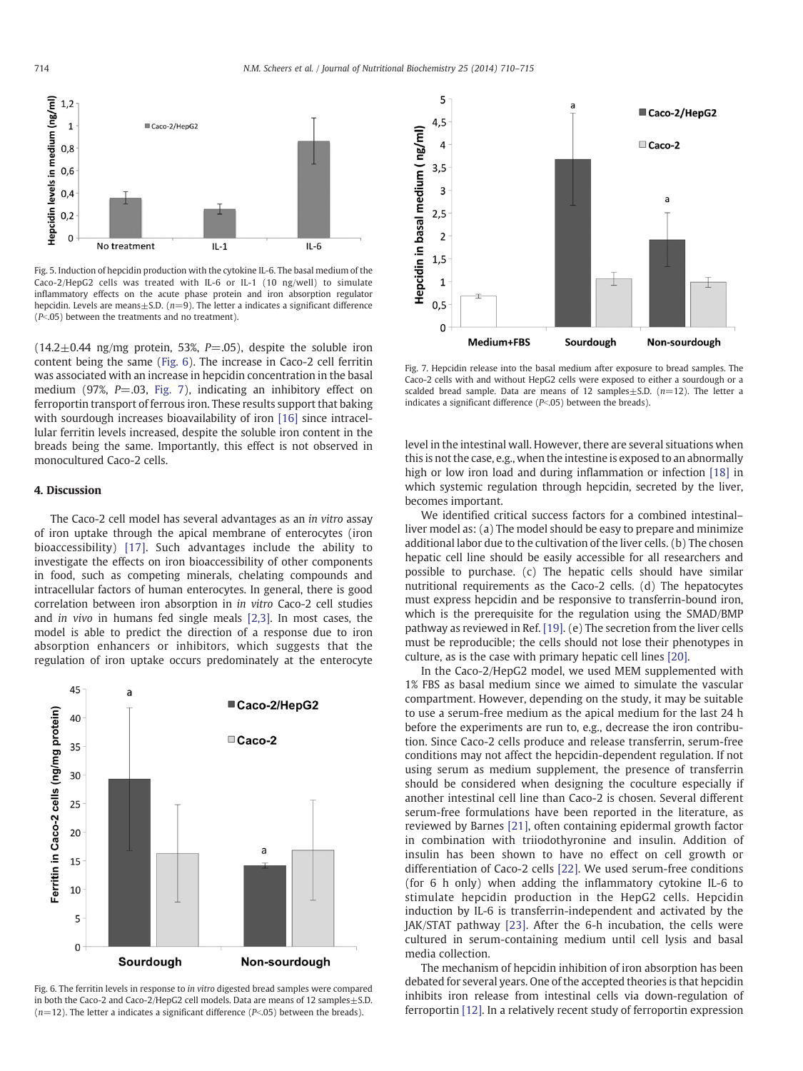Fig. 5. Induction of hepcidin production with the cytokine IL-6. The basal medium of the Caco-2/HepG2 cells was treated with IL-6 or IL-1 (10 ng/well) to simulate inflammatory effects on the acute phase protein and iron absorption regulator hepcidin. Levels are means±S.D. ($n$=9). The letter a indicates a significant difference ($P$<.05) between the treatments and no treatment).

(14.2±0.44 ng/mg protein, 53%, $P$=.05), despite the soluble iron content being the same (Fig. 6). The increase in Caco-2 cell ferritin was associated with an increase in hepcidin concentration in the basal medium (97%, $P$=.03, Fig. 7), indicating an inhibitory effect on ferroportin transport of ferrous iron. These results support that baking with sourdough increases bioavailability of iron [16] since intracellular ferritin levels increased, despite the soluble iron content in the breads being the same. Importantly, this effect is not observed in monocultured Caco-2 cells.

## 4. Discussion

The Caco-2 cell model has several advantages as an *in vitro* assay of iron uptake through the apical membrane of enterocytes (iron bioaccessibility) [17]. Such advantages include the ability to investigate the effects on iron bioaccessibility of other components in food, such as competing minerals, chelating compounds and intracellular factors of human enterocytes. In general, there is good correlation between iron absorption in *in vitro* Caco-2 cell studies and *in vivo* in humans fed single meals [2,3]. In most cases, the model is able to predict the direction of a response due to iron absorption enhancers or inhibitors, which suggests that the regulation of iron uptake occurs predominately at the enterocyte level in the intestinal wall. However, there are several situations when this is not the case, e.g., when the intestine is exposed to an abnormally high or low iron load and during inflammation or infection [18] in which systemic regulation through hepcidin, secreted by the liver, becomes important.

Fig. 6. The ferritin levels in response to *in vitro* digested bread samples were compared in both the Caco-2 and Caco-2/HepG2 cell models. Data are means of 12 samples±S.D. ($n$=12). The letter a indicates a significant difference ($P$<.05) between the breads).

Fig. 7. Hepcidin release into the basal medium after exposure to bread samples. The Caco-2 cells with and without HepG2 cells were exposed to either a sourdough or a scalded bread sample. Data are means of 12 samples±S.D. ($n$=12). The letter a indicates a significant difference ($P$<.05) between the breads).

We identified critical success factors for a combined intestinal–liver model as: (a) The model should be easy to prepare and minimize additional labor due to the cultivation of the liver cells. (b) The chosen hepatic cell line should be easily accessible for all researchers and possible to purchase. (c) The hepatic cells should have similar nutritional requirements as the Caco-2 cells. (d) The hepatocytes must express hepcidin and be responsive to transferrin-bound iron, which is the prerequisite for the regulation using the SMAD/BMP pathway as reviewed in Ref. [19]. (e) The secretion from the liver cells must be reproducible; the cells should not lose their phenotypes in culture, as is the case with primary hepatic cell lines [20].

In the Caco-2/HepG2 model, we used MEM supplemented with 1% FBS as basal medium since we aimed to simulate the vascular compartment. However, depending on the study, it may be suitable to use a serum-free medium as the apical medium for the last 24 h before the experiments are run to, e.g., decrease the iron contribution. Since Caco-2 cells produce and release transferrin, serum-free conditions may not affect the hepcidin-dependent regulation. If not using serum as medium supplement, the presence of transferrin should be considered when designing the coculture especially if another intestinal cell line than Caco-2 is chosen. Several different serum-free formulations have been reported in the literature, as reviewed by Barnes [21], often containing epidermal growth factor in combination with triiodothyronine and insulin. Addition of insulin has been shown to have no effect on cell growth or differentiation of Caco-2 cells [22]. We used serum-free conditions (for 6 h only) when adding the inflammatory cytokine IL-6 to stimulate hepcidin production in the HepG2 cells. Hepcidin induction by IL-6 is transferrin-independent and activated by the JAK/STAT pathway [23]. After the 6-h incubation, the cells were cultured in serum-containing medium until cell lysis and basal media collection.

The mechanism of hepcidin inhibition of iron absorption has been debated for several years. One of the accepted theories is that hepcidin inhibits iron release from intestinal cells via down-regulation of ferroportin [12]. In a relatively recent study of ferroportin expression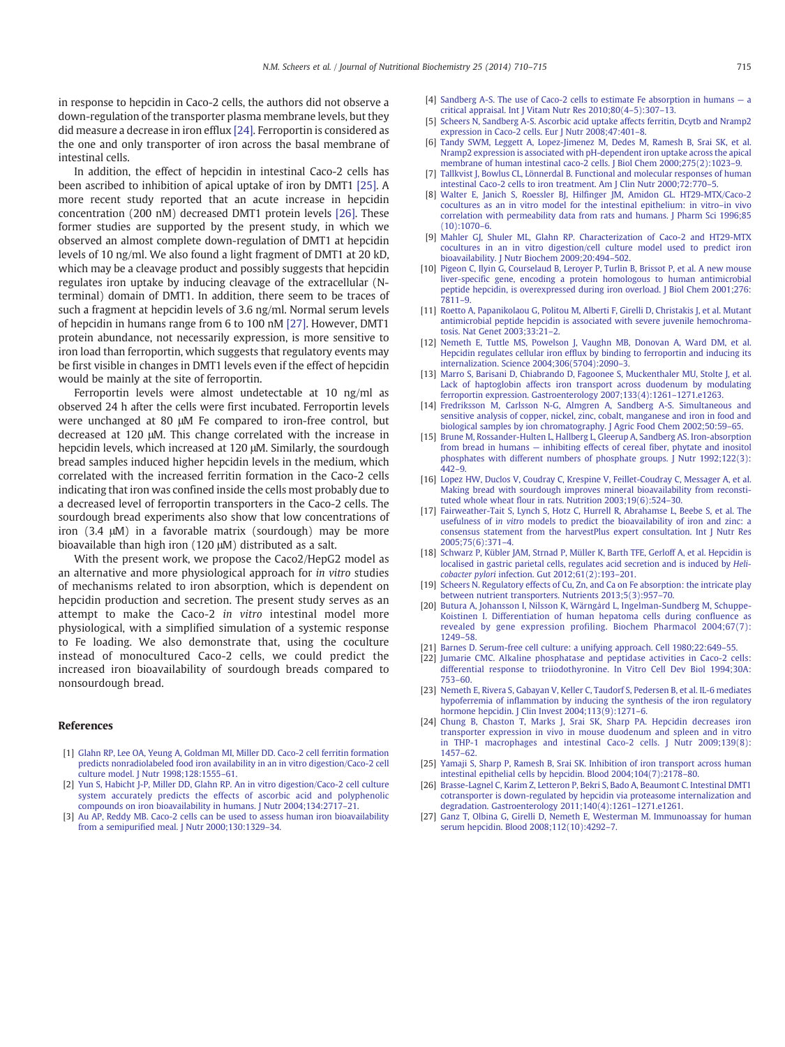in response to hepcidin in Caco-2 cells, the authors did not observe a down-regulation of the transporter plasma membrane levels, but they did measure a decrease in iron efflux [24]. Ferroportin is considered as the one and only transporter of iron across the basal membrane of intestinal cells.

In addition, the effect of hepcidin in intestinal Caco-2 cells has been ascribed to inhibition of apical uptake of iron by DMT1 [25]. A more recent study reported that an acute increase in hepcidin concentration (200 nM) decreased DMT1 protein levels [26]. These former studies are supported by the present study, in which we observed an almost complete down-regulation of DMT1 at hepcidin levels of 10 ng/ml. We also found a light fragment of DMT1 at 20 kD, which may be a cleavage product and possibly suggests that hepcidin regulates iron uptake by inducing cleavage of the extracellular (N-terminal) domain of DMT1. In addition, there seem to be traces of such a fragment at hepcidin levels of 3.6 ng/ml. Normal serum levels of hepcidin in humans range from 6 to 100 nM [27]. However, DMT1 protein abundance, not necessarily expression, is more sensitive to iron load than ferroportin, which suggests that regulatory events may be first visible in changes in DMT1 levels even if the effect of hepcidin would be mainly at the site of ferroportin.

Ferroportin levels were almost undetectable at 10 ng/ml as observed 24 h after the cells were first incubated. Ferroportin levels were unchanged at 80 μM Fe compared to iron-free control, but decreased at 120 μM. This change correlated with the increase in hepcidin levels, which increased at 120 μM. Similarly, the sourdough bread samples induced higher hepcidin levels in the medium, which correlated with the increased ferritin formation in the Caco-2 cells indicating that iron was confined inside the cells most probably due to a decreased level of ferroportin transporters in the Caco-2 cells. The sourdough bread experiments also show that low concentrations of iron (3.4 μM) in a favorable matrix (sourdough) may be more bioavailable than high iron (120 μM) distributed as a salt.

With the present work, we propose the Caco2/HepG2 model as an alternative and more physiological approach for *in vitro* studies of mechanisms related to iron absorption, which is dependent on hepcidin production and secretion. The present study serves as an attempt to make the Caco-2 *in vitro* intestinal model more physiological, with a simplified simulation of a systemic response to Fe loading. We also demonstrate that, using the coculture instead of monocultured Caco-2 cells, we could predict the increased iron bioavailability of sourdough breads compared to nonsourdough bread.

## References

[1] Glahn RP, Lee OA, Yeung A, Goldman MI, Miller DD. Caco-2 cell ferritin formation predicts nonradiolabeled food iron availability in an in vitro digestion/Caco-2 cell culture model. J Nutr 1998;128:1555–61.

[2] Yun S, Habicht J-P, Miller DD, Glahn RP. An in vitro digestion/Caco-2 cell culture system accurately predicts the effects of ascorbic acid and polyphenolic compounds on iron bioavailability in humans. J Nutr 2004;134:2717–21.

[3] Au AP, Reddy MB. Caco-2 cells can be used to assess human iron bioavailability from a semipurified meal. J Nutr 2000;130:1329–34.

[4] Sandberg A-S. The use of Caco-2 cells to estimate Fe absorption in humans — a critical appraisal. Int J Vitam Nutr Res 2010;80(4–5):307–13.

[5] Scheers N, Sandberg A-S. Ascorbic acid uptake affects ferritin, Dcytb and Nramp2 expression in Caco-2 cells. Eur J Nutr 2008;47:401–8.

[6] Tandy SWM, Leggett A, Lopez-Jimenez M, Dedes M, Ramesh B, Srai SK, et al. Nramp2 expression is associated with pH-dependent iron uptake across the apical membrane of human intestinal caco-2 cells. J Biol Chem 2000;275(2):1023–9.

[7] Tallkvist J, Bowlus CL, Lönnerdal B. Functional and molecular responses of human intestinal Caco-2 cells to iron treatment. Am J Clin Nutr 2000;72:770–5.

[8] Walter E, Janich S, Roessler BJ, Hilfinger JM, Amidon GL. HT29-MTX/Caco-2 cocultures as an in vitro model for the intestinal epithelium: in vitro–in vivo correlation with permeability data from rats and humans. J Pharm Sci 1996;85(10):1070–6.

[9] Mahler GJ, Shuler ML, Glahn RP. Characterization of Caco-2 and HT29-MTX cocultures in an in vitro digestion/cell culture model used to predict iron bioavailability. J Nutr Biochem 2009;20:494–502.

[10] Pigeon C, Ilyin G, Courselaud B, Leroyer P, Turlin B, Brissot P, et al. A new mouse liver-specific gene, encoding a protein homologous to human antimicrobial peptide hepcidin, is overexpressed during iron overload. J Biol Chem 2001;276:7811–9.

[11] Roetto A, Papanikolaou G, Politou M, Alberti F, Girelli D, Christakis J, et al. Mutant antimicrobial peptide hepcidin is associated with severe juvenile hemochromatosis. Nat Genet 2003;33:21–2.

[12] Nemeth E, Tuttle MS, Powelson J, Vaughn MB, Donovan A, Ward DM, et al. Hepcidin regulates cellular iron efflux by binding to ferroportin and inducing its internalization. Science 2004;306(5704):2090–3.

[13] Marro S, Barisani D, Chiabrando D, Fagoonee S, Muckenthaler MU, Stolte J, et al. Lack of haptoglobin affects iron transport across duodenum by modulating ferroportin expression. Gastroenterology 2007;133(4):1261–1271.e1263.

[14] Fredriksson M, Carlsson N-G, Almgren A, Sandberg A-S. Simultaneous and sensitive analysis of copper, nickel, zinc, cobalt, manganese and iron in food and biological samples by ion chromatography. J Agric Food Chem 2002;50:59–65.

[15] Brune M, Rossander-Hulten L, Hallberg L, Gleerup A, Sandberg AS. Iron-absorption from bread in humans — inhibiting effects of cereal fiber, phytate and inositol phosphates with different numbers of phosphate groups. J Nutr 1992;122(3):442–9.

[16] Lopez HW, Duclos V, Coudray C, Krespine V, Feillet-Coudray C, Messager A, et al. Making bread with sourdough improves mineral bioavailability from reconstituted whole wheat flour in rats. Nutrition 2003;19(6):524–30.

[17] Fairweather-Tait S, Lynch S, Hotz C, Hurrell R, Abrahamse L, Beebe S, et al. The usefulness of *in vitro* models to predict the bioavailability of iron and zinc: a consensus statement from the harvestPlus expert consultation. Int J Nutr Res 2005;75(6):371–4.

[18] Schwarz P, Kübler JAM, Strnad P, Müller K, Barth TFE, Gerloff A, et al. Hepcidin is localised in gastric parietal cells, regulates acid secretion and is induced by *Helicobacter pylori* infection. Gut 2012;61(2):193–201.

[19] Scheers N. Regulatory effects of Cu, Zn, and Ca on Fe absorption: the intricate play between nutrient transporters. Nutrients 2013;5(3):957–70.

[20] Butura A, Johansson I, Nilsson K, Wärngård L, Ingelman-Sundberg M, Schuppe-Koistinen I. Differentiation of human hepatoma cells during confluence as revealed by gene expression profiling. Biochem Pharmacol 2004;67(7):1249–58.

[21] Barnes D. Serum-free cell culture: a unifying approach. Cell 1980;22:649–55.

[22] Jumarie CMC. Alkaline phosphatase and peptidase activities in Caco-2 cells: differential response to triiodothyronine. In Vitro Cell Dev Biol 1994;30A:753–60.

[23] Nemeth E, Rivera S, Gabayan V, Keller C, Taudorf S, Pedersen B, et al. IL-6 mediates hypoferremia of inflammation by inducing the synthesis of the iron regulatory hormone hepcidin. J Clin Invest 2004;113(9):1271–6.

[24] Chung B, Chaston T, Marks J, Srai SK, Sharp PA. Hepcidin decreases iron transporter expression in vivo in mouse duodenum and spleen and in vitro in THP-1 macrophages and intestinal Caco-2 cells. J Nutr 2009;139(8):1457–62.

[25] Yamaji S, Sharp P, Ramesh B, Srai SK. Inhibition of iron transport across human intestinal epithelial cells by hepcidin. Blood 2004;104(7):2178–80.

[26] Brasse-Lagnel C, Karim Z, Letteron P, Bekri S, Bado A, Beaumont C. Intestinal DMT1 cotransporter is down-regulated by hepcidin via proteasome internalization and degradation. Gastroenterology 2011;140(4):1261–1271.e1261.

[27] Ganz T, Olbina G, Girelli D, Nemeth E, Westerman M. Immunoassay for human serum hepcidin. Blood 2008;112(10):4292–7.